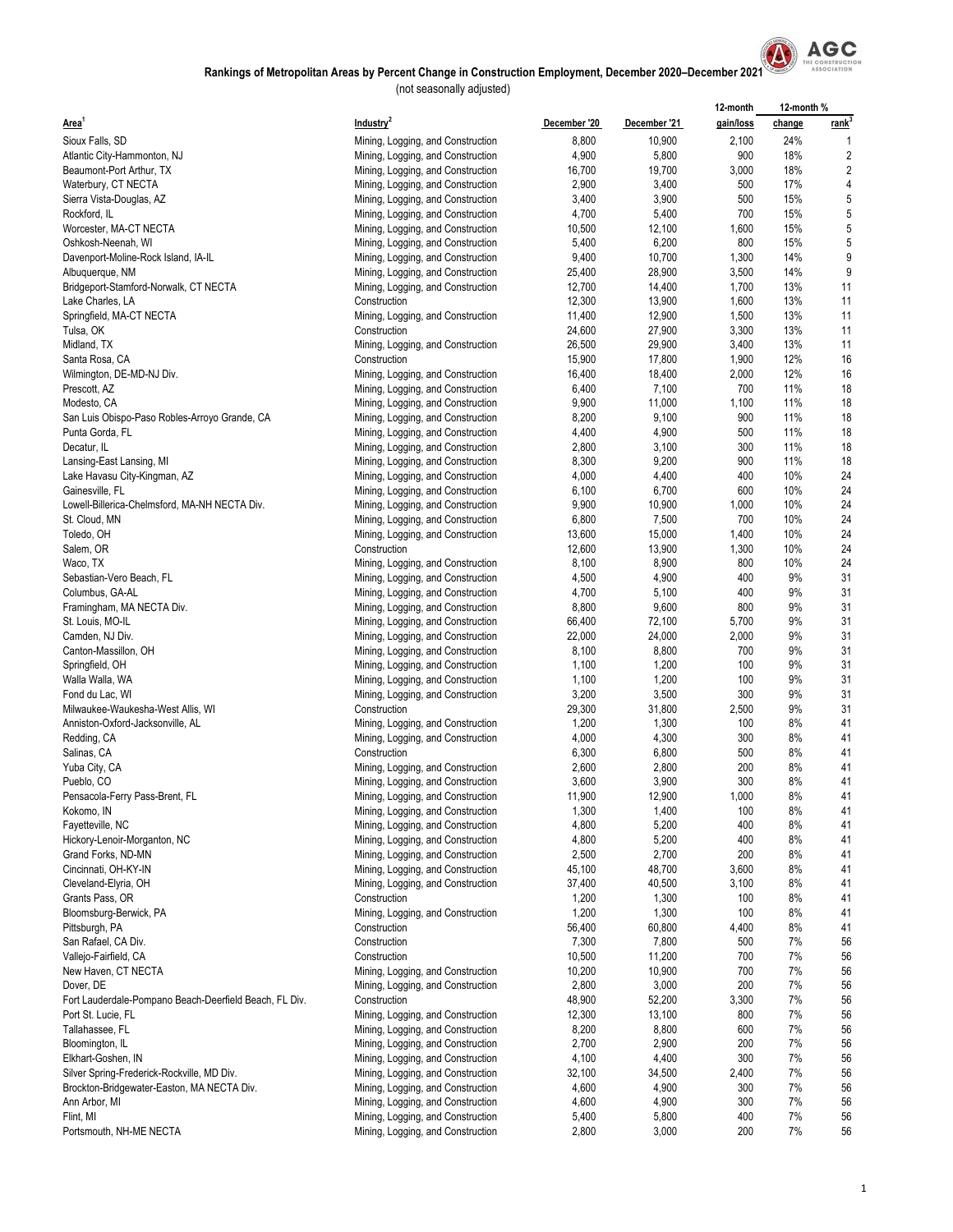## Rankings of Metropolitan Areas by Percent Change in Construction Employment, December 2020–December 2021

(not seasonally adjusted)

| Area[1] | Industry[2] | December '20 | December '21 | 12-month gain/loss | 12-month % change | 12-month % rank[3] |
|---|---|---|---|---|---|---|
| Sioux Falls, SD | Mining, Logging, and Construction | 8,800 | 10,900 | 2,100 | 24% | 1 |
| Atlantic City-Hammonton, NJ | Mining, Logging, and Construction | 4,900 | 5,800 | 900 | 18% | 2 |
| Beaumont-Port Arthur, TX | Mining, Logging, and Construction | 16,700 | 19,700 | 3,000 | 18% | 2 |
| Waterbury, CT NECTA | Mining, Logging, and Construction | 2,900 | 3,400 | 500 | 17% | 4 |
| Sierra Vista-Douglas, AZ | Mining, Logging, and Construction | 3,400 | 3,900 | 500 | 15% | 5 |
| Rockford, IL | Mining, Logging, and Construction | 4,700 | 5,400 | 700 | 15% | 5 |
| Worcester, MA-CT NECTA | Mining, Logging, and Construction | 10,500 | 12,100 | 1,600 | 15% | 5 |
| Oshkosh-Neenah, WI | Mining, Logging, and Construction | 5,400 | 6,200 | 800 | 15% | 5 |
| Davenport-Moline-Rock Island, IA-IL | Mining, Logging, and Construction | 9,400 | 10,700 | 1,300 | 14% | 9 |
| Albuquerque, NM | Mining, Logging, and Construction | 25,400 | 28,900 | 3,500 | 14% | 9 |
| Bridgeport-Stamford-Norwalk, CT NECTA | Mining, Logging, and Construction | 12,700 | 14,400 | 1,700 | 13% | 11 |
| Lake Charles, LA | Construction | 12,300 | 13,900 | 1,600 | 13% | 11 |
| Springfield, MA-CT NECTA | Mining, Logging, and Construction | 11,400 | 12,900 | 1,500 | 13% | 11 |
| Tulsa, OK | Construction | 24,600 | 27,900 | 3,300 | 13% | 11 |
| Midland, TX | Mining, Logging, and Construction | 26,500 | 29,900 | 3,400 | 13% | 11 |
| Santa Rosa, CA | Construction | 15,900 | 17,800 | 1,900 | 12% | 16 |
| Wilmington, DE-MD-NJ Div. | Mining, Logging, and Construction | 16,400 | 18,400 | 2,000 | 12% | 16 |
| Prescott, AZ | Mining, Logging, and Construction | 6,400 | 7,100 | 700 | 11% | 18 |
| Modesto, CA | Mining, Logging, and Construction | 9,900 | 11,000 | 1,100 | 11% | 18 |
| San Luis Obispo-Paso Robles-Arroyo Grande, CA | Mining, Logging, and Construction | 8,200 | 9,100 | 900 | 11% | 18 |
| Punta Gorda, FL | Mining, Logging, and Construction | 4,400 | 4,900 | 500 | 11% | 18 |
| Decatur, IL | Mining, Logging, and Construction | 2,800 | 3,100 | 300 | 11% | 18 |
| Lansing-East Lansing, MI | Mining, Logging, and Construction | 8,300 | 9,200 | 900 | 11% | 18 |
| Lake Havasu City-Kingman, AZ | Mining, Logging, and Construction | 4,000 | 4,400 | 400 | 10% | 24 |
| Gainesville, FL | Mining, Logging, and Construction | 6,100 | 6,700 | 600 | 10% | 24 |
| Lowell-Billerica-Chelmsford, MA-NH NECTA Div. | Mining, Logging, and Construction | 9,900 | 10,900 | 1,000 | 10% | 24 |
| St. Cloud, MN | Mining, Logging, and Construction | 6,800 | 7,500 | 700 | 10% | 24 |
| Toledo, OH | Mining, Logging, and Construction | 13,600 | 15,000 | 1,400 | 10% | 24 |
| Salem, OR | Construction | 12,600 | 13,900 | 1,300 | 10% | 24 |
| Waco, TX | Mining, Logging, and Construction | 8,100 | 8,900 | 800 | 10% | 24 |
| Sebastian-Vero Beach, FL | Mining, Logging, and Construction | 4,500 | 4,900 | 400 | 9% | 31 |
| Columbus, GA-AL | Mining, Logging, and Construction | 4,700 | 5,100 | 400 | 9% | 31 |
| Framingham, MA NECTA Div. | Mining, Logging, and Construction | 8,800 | 9,600 | 800 | 9% | 31 |
| St. Louis, MO-IL | Mining, Logging, and Construction | 66,400 | 72,100 | 5,700 | 9% | 31 |
| Camden, NJ Div. | Mining, Logging, and Construction | 22,000 | 24,000 | 2,000 | 9% | 31 |
| Canton-Massillon, OH | Mining, Logging, and Construction | 8,100 | 8,800 | 700 | 9% | 31 |
| Springfield, OH | Mining, Logging, and Construction | 1,100 | 1,200 | 100 | 9% | 31 |
| Walla Walla, WA | Mining, Logging, and Construction | 1,100 | 1,200 | 100 | 9% | 31 |
| Fond du Lac, WI | Mining, Logging, and Construction | 3,200 | 3,500 | 300 | 9% | 31 |
| Milwaukee-Waukesha-West Allis, WI | Construction | 29,300 | 31,800 | 2,500 | 9% | 31 |
| Anniston-Oxford-Jacksonville, AL | Mining, Logging, and Construction | 1,200 | 1,300 | 100 | 8% | 41 |
| Redding, CA | Mining, Logging, and Construction | 4,000 | 4,300 | 300 | 8% | 41 |
| Salinas, CA | Construction | 6,300 | 6,800 | 500 | 8% | 41 |
| Yuba City, CA | Mining, Logging, and Construction | 2,600 | 2,800 | 200 | 8% | 41 |
| Pueblo, CO | Mining, Logging, and Construction | 3,600 | 3,900 | 300 | 8% | 41 |
| Pensacola-Ferry Pass-Brent, FL | Mining, Logging, and Construction | 11,900 | 12,900 | 1,000 | 8% | 41 |
| Kokomo, IN | Mining, Logging, and Construction | 1,300 | 1,400 | 100 | 8% | 41 |
| Fayetteville, NC | Mining, Logging, and Construction | 4,800 | 5,200 | 400 | 8% | 41 |
| Hickory-Lenoir-Morganton, NC | Mining, Logging, and Construction | 4,800 | 5,200 | 400 | 8% | 41 |
| Grand Forks, ND-MN | Mining, Logging, and Construction | 2,500 | 2,700 | 200 | 8% | 41 |
| Cincinnati, OH-KY-IN | Mining, Logging, and Construction | 45,100 | 48,700 | 3,600 | 8% | 41 |
| Cleveland-Elyria, OH | Mining, Logging, and Construction | 37,400 | 40,500 | 3,100 | 8% | 41 |
| Grants Pass, OR | Construction | 1,200 | 1,300 | 100 | 8% | 41 |
| Bloomsburg-Berwick, PA | Mining, Logging, and Construction | 1,200 | 1,300 | 100 | 8% | 41 |
| Pittsburgh, PA | Construction | 56,400 | 60,800 | 4,400 | 8% | 41 |
| San Rafael, CA Div. | Construction | 7,300 | 7,800 | 500 | 7% | 56 |
| Vallejo-Fairfield, CA | Construction | 10,500 | 11,200 | 700 | 7% | 56 |
| New Haven, CT NECTA | Mining, Logging, and Construction | 10,200 | 10,900 | 700 | 7% | 56 |
| Dover, DE | Mining, Logging, and Construction | 2,800 | 3,000 | 200 | 7% | 56 |
| Fort Lauderdale-Pompano Beach-Deerfield Beach, FL Div. | Construction | 48,900 | 52,200 | 3,300 | 7% | 56 |
| Port St. Lucie, FL | Mining, Logging, and Construction | 12,300 | 13,100 | 800 | 7% | 56 |
| Tallahassee, FL | Mining, Logging, and Construction | 8,200 | 8,800 | 600 | 7% | 56 |
| Bloomington, IL | Mining, Logging, and Construction | 2,700 | 2,900 | 200 | 7% | 56 |
| Elkhart-Goshen, IN | Mining, Logging, and Construction | 4,100 | 4,400 | 300 | 7% | 56 |
| Silver Spring-Frederick-Rockville, MD Div. | Mining, Logging, and Construction | 32,100 | 34,500 | 2,400 | 7% | 56 |
| Brockton-Bridgewater-Easton, MA NECTA Div. | Mining, Logging, and Construction | 4,600 | 4,900 | 300 | 7% | 56 |
| Ann Arbor, MI | Mining, Logging, and Construction | 4,600 | 4,900 | 300 | 7% | 56 |
| Flint, MI | Mining, Logging, and Construction | 5,400 | 5,800 | 400 | 7% | 56 |
| Portsmouth, NH-ME NECTA | Mining, Logging, and Construction | 2,800 | 3,000 | 200 | 7% | 56 |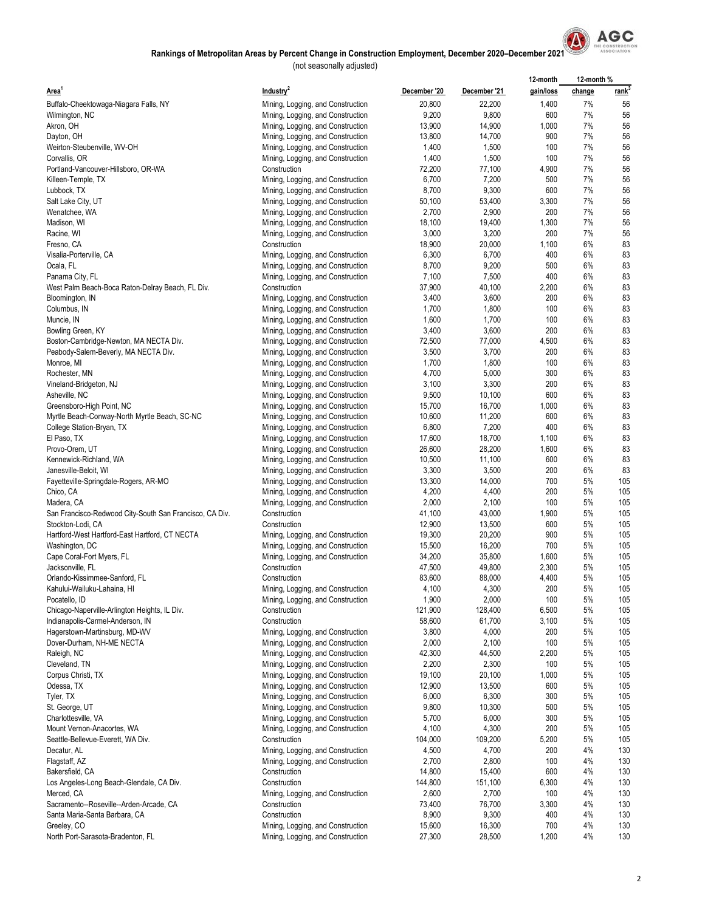## Rankings of Metropolitan Areas by Percent Change in Construction Employment, December 2020–December 2021

(not seasonally adjusted)

| Area[1] | Industry[2] | December '20 | December '21 | 12-month gain/loss | 12-month % change | 12-month % rank[3] |
|---|---|---|---|---|---|---|
| Buffalo-Cheektowaga-Niagara Falls, NY | Mining, Logging, and Construction | 20,800 | 22,200 | 1,400 | 7% | 56 |
| Wilmington, NC | Mining, Logging, and Construction | 9,200 | 9,800 | 600 | 7% | 56 |
| Akron, OH | Mining, Logging, and Construction | 13,900 | 14,900 | 1,000 | 7% | 56 |
| Dayton, OH | Mining, Logging, and Construction | 13,800 | 14,700 | 900 | 7% | 56 |
| Weirton-Steubenville, WV-OH | Mining, Logging, and Construction | 1,400 | 1,500 | 100 | 7% | 56 |
| Corvallis, OR | Mining, Logging, and Construction | 1,400 | 1,500 | 100 | 7% | 56 |
| Portland-Vancouver-Hillsboro, OR-WA | Construction | 72,200 | 77,100 | 4,900 | 7% | 56 |
| Killeen-Temple, TX | Mining, Logging, and Construction | 6,700 | 7,200 | 500 | 7% | 56 |
| Lubbock, TX | Mining, Logging, and Construction | 8,700 | 9,300 | 600 | 7% | 56 |
| Salt Lake City, UT | Mining, Logging, and Construction | 50,100 | 53,400 | 3,300 | 7% | 56 |
| Wenatchee, WA | Mining, Logging, and Construction | 2,700 | 2,900 | 200 | 7% | 56 |
| Madison, WI | Mining, Logging, and Construction | 18,100 | 19,400 | 1,300 | 7% | 56 |
| Racine, WI | Mining, Logging, and Construction | 3,000 | 3,200 | 200 | 7% | 56 |
| Fresno, CA | Construction | 18,900 | 20,000 | 1,100 | 6% | 83 |
| Visalia-Porterville, CA | Mining, Logging, and Construction | 6,300 | 6,700 | 400 | 6% | 83 |
| Ocala, FL | Mining, Logging, and Construction | 8,700 | 9,200 | 500 | 6% | 83 |
| Panama City, FL | Mining, Logging, and Construction | 7,100 | 7,500 | 400 | 6% | 83 |
| West Palm Beach-Boca Raton-Delray Beach, FL Div. | Construction | 37,900 | 40,100 | 2,200 | 6% | 83 |
| Bloomington, IN | Mining, Logging, and Construction | 3,400 | 3,600 | 200 | 6% | 83 |
| Columbus, IN | Mining, Logging, and Construction | 1,700 | 1,800 | 100 | 6% | 83 |
| Muncie, IN | Mining, Logging, and Construction | 1,600 | 1,700 | 100 | 6% | 83 |
| Bowling Green, KY | Mining, Logging, and Construction | 3,400 | 3,600 | 200 | 6% | 83 |
| Boston-Cambridge-Newton, MA NECTA Div. | Mining, Logging, and Construction | 72,500 | 77,000 | 4,500 | 6% | 83 |
| Peabody-Salem-Beverly, MA NECTA Div. | Mining, Logging, and Construction | 3,500 | 3,700 | 200 | 6% | 83 |
| Monroe, MI | Mining, Logging, and Construction | 1,700 | 1,800 | 100 | 6% | 83 |
| Rochester, MN | Mining, Logging, and Construction | 4,700 | 5,000 | 300 | 6% | 83 |
| Vineland-Bridgeton, NJ | Mining, Logging, and Construction | 3,100 | 3,300 | 200 | 6% | 83 |
| Asheville, NC | Mining, Logging, and Construction | 9,500 | 10,100 | 600 | 6% | 83 |
| Greensboro-High Point, NC | Mining, Logging, and Construction | 15,700 | 16,700 | 1,000 | 6% | 83 |
| Myrtle Beach-Conway-North Myrtle Beach, SC-NC | Mining, Logging, and Construction | 10,600 | 11,200 | 600 | 6% | 83 |
| College Station-Bryan, TX | Mining, Logging, and Construction | 6,800 | 7,200 | 400 | 6% | 83 |
| El Paso, TX | Mining, Logging, and Construction | 17,600 | 18,700 | 1,100 | 6% | 83 |
| Provo-Orem, UT | Mining, Logging, and Construction | 26,600 | 28,200 | 1,600 | 6% | 83 |
| Kennewick-Richland, WA | Mining, Logging, and Construction | 10,500 | 11,100 | 600 | 6% | 83 |
| Janesville-Beloit, WI | Mining, Logging, and Construction | 3,300 | 3,500 | 200 | 6% | 83 |
| Fayetteville-Springdale-Rogers, AR-MO | Mining, Logging, and Construction | 13,300 | 14,000 | 700 | 5% | 105 |
| Chico, CA | Mining, Logging, and Construction | 4,200 | 4,400 | 200 | 5% | 105 |
| Madera, CA | Mining, Logging, and Construction | 2,000 | 2,100 | 100 | 5% | 105 |
| San Francisco-Redwood City-South San Francisco, CA Div. | Construction | 41,100 | 43,000 | 1,900 | 5% | 105 |
| Stockton-Lodi, CA | Construction | 12,900 | 13,500 | 600 | 5% | 105 |
| Hartford-West Hartford-East Hartford, CT NECTA | Mining, Logging, and Construction | 19,300 | 20,200 | 900 | 5% | 105 |
| Washington, DC | Mining, Logging, and Construction | 15,500 | 16,200 | 700 | 5% | 105 |
| Cape Coral-Fort Myers, FL | Mining, Logging, and Construction | 34,200 | 35,800 | 1,600 | 5% | 105 |
| Jacksonville, FL | Construction | 47,500 | 49,800 | 2,300 | 5% | 105 |
| Orlando-Kissimmee-Sanford, FL | Construction | 83,600 | 88,000 | 4,400 | 5% | 105 |
| Kahului-Wailuku-Lahaina, HI | Mining, Logging, and Construction | 4,100 | 4,300 | 200 | 5% | 105 |
| Pocatello, ID | Mining, Logging, and Construction | 1,900 | 2,000 | 100 | 5% | 105 |
| Chicago-Naperville-Arlington Heights, IL Div. | Construction | 121,900 | 128,400 | 6,500 | 5% | 105 |
| Indianapolis-Carmel-Anderson, IN | Construction | 58,600 | 61,700 | 3,100 | 5% | 105 |
| Hagerstown-Martinsburg, MD-WV | Mining, Logging, and Construction | 3,800 | 4,000 | 200 | 5% | 105 |
| Dover-Durham, NH-ME NECTA | Mining, Logging, and Construction | 2,000 | 2,100 | 100 | 5% | 105 |
| Raleigh, NC | Mining, Logging, and Construction | 42,300 | 44,500 | 2,200 | 5% | 105 |
| Cleveland, TN | Mining, Logging, and Construction | 2,200 | 2,300 | 100 | 5% | 105 |
| Corpus Christi, TX | Mining, Logging, and Construction | 19,100 | 20,100 | 1,000 | 5% | 105 |
| Odessa, TX | Mining, Logging, and Construction | 12,900 | 13,500 | 600 | 5% | 105 |
| Tyler, TX | Mining, Logging, and Construction | 6,000 | 6,300 | 300 | 5% | 105 |
| St. George, UT | Mining, Logging, and Construction | 9,800 | 10,300 | 500 | 5% | 105 |
| Charlottesville, VA | Mining, Logging, and Construction | 5,700 | 6,000 | 300 | 5% | 105 |
| Mount Vernon-Anacortes, WA | Mining, Logging, and Construction | 4,100 | 4,300 | 200 | 5% | 105 |
| Seattle-Bellevue-Everett, WA Div. | Construction | 104,000 | 109,200 | 5,200 | 5% | 105 |
| Decatur, AL | Mining, Logging, and Construction | 4,500 | 4,700 | 200 | 4% | 130 |
| Flagstaff, AZ | Mining, Logging, and Construction | 2,700 | 2,800 | 100 | 4% | 130 |
| Bakersfield, CA | Construction | 14,800 | 15,400 | 600 | 4% | 130 |
| Los Angeles-Long Beach-Glendale, CA Div. | Construction | 144,800 | 151,100 | 6,300 | 4% | 130 |
| Merced, CA | Mining, Logging, and Construction | 2,600 | 2,700 | 100 | 4% | 130 |
| Sacramento--Roseville--Arden-Arcade, CA | Construction | 73,400 | 76,700 | 3,300 | 4% | 130 |
| Santa Maria-Santa Barbara, CA | Construction | 8,900 | 9,300 | 400 | 4% | 130 |
| Greeley, CO | Mining, Logging, and Construction | 15,600 | 16,300 | 700 | 4% | 130 |
| North Port-Sarasota-Bradenton, FL | Mining, Logging, and Construction | 27,300 | 28,500 | 1,200 | 4% | 130 |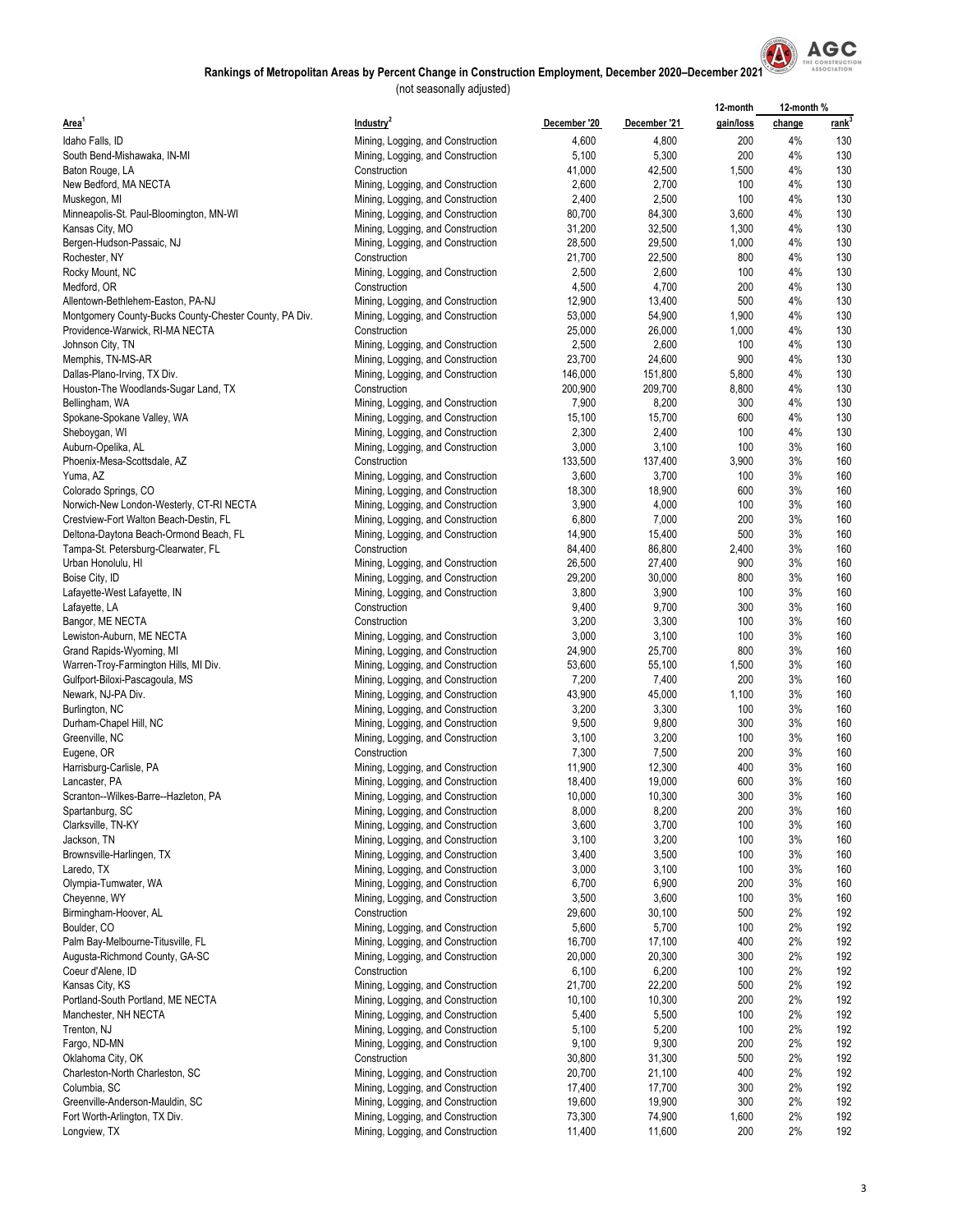## Rankings of Metropolitan Areas by Percent Change in Construction Employment, December 2020–December 2021

(not seasonally adjusted)

| Area[1] | Industry[2] | December '20 | December '21 | 12-month gain/loss | 12-month % change | 12-month % rank[3] |
|---|---|---|---|---|---|---|
| Idaho Falls, ID | Mining, Logging, and Construction | 4,600 | 4,800 | 200 | 4% | 130 |
| South Bend-Mishawaka, IN-MI | Mining, Logging, and Construction | 5,100 | 5,300 | 200 | 4% | 130 |
| Baton Rouge, LA | Construction | 41,000 | 42,500 | 1,500 | 4% | 130 |
| New Bedford, MA NECTA | Mining, Logging, and Construction | 2,600 | 2,700 | 100 | 4% | 130 |
| Muskegon, MI | Mining, Logging, and Construction | 2,400 | 2,500 | 100 | 4% | 130 |
| Minneapolis-St. Paul-Bloomington, MN-WI | Mining, Logging, and Construction | 80,700 | 84,300 | 3,600 | 4% | 130 |
| Kansas City, MO | Mining, Logging, and Construction | 31,200 | 32,500 | 1,300 | 4% | 130 |
| Bergen-Hudson-Passaic, NJ | Mining, Logging, and Construction | 28,500 | 29,500 | 1,000 | 4% | 130 |
| Rochester, NY | Construction | 21,700 | 22,500 | 800 | 4% | 130 |
| Rocky Mount, NC | Mining, Logging, and Construction | 2,500 | 2,600 | 100 | 4% | 130 |
| Medford, OR | Construction | 4,500 | 4,700 | 200 | 4% | 130 |
| Allentown-Bethlehem-Easton, PA-NJ | Mining, Logging, and Construction | 12,900 | 13,400 | 500 | 4% | 130 |
| Montgomery County-Bucks County-Chester County, PA Div. | Mining, Logging, and Construction | 53,000 | 54,900 | 1,900 | 4% | 130 |
| Providence-Warwick, RI-MA NECTA | Construction | 25,000 | 26,000 | 1,000 | 4% | 130 |
| Johnson City, TN | Mining, Logging, and Construction | 2,500 | 2,600 | 100 | 4% | 130 |
| Memphis, TN-MS-AR | Mining, Logging, and Construction | 23,700 | 24,600 | 900 | 4% | 130 |
| Dallas-Plano-Irving, TX Div. | Mining, Logging, and Construction | 146,000 | 151,800 | 5,800 | 4% | 130 |
| Houston-The Woodlands-Sugar Land, TX | Construction | 200,900 | 209,700 | 8,800 | 4% | 130 |
| Bellingham, WA | Mining, Logging, and Construction | 7,900 | 8,200 | 300 | 4% | 130 |
| Spokane-Spokane Valley, WA | Mining, Logging, and Construction | 15,100 | 15,700 | 600 | 4% | 130 |
| Sheboygan, WI | Mining, Logging, and Construction | 2,300 | 2,400 | 100 | 4% | 130 |
| Auburn-Opelika, AL | Mining, Logging, and Construction | 3,000 | 3,100 | 100 | 3% | 160 |
| Phoenix-Mesa-Scottsdale, AZ | Construction | 133,500 | 137,400 | 3,900 | 3% | 160 |
| Yuma, AZ | Mining, Logging, and Construction | 3,600 | 3,700 | 100 | 3% | 160 |
| Colorado Springs, CO | Mining, Logging, and Construction | 18,300 | 18,900 | 600 | 3% | 160 |
| Norwich-New London-Westerly, CT-RI NECTA | Mining, Logging, and Construction | 3,900 | 4,000 | 100 | 3% | 160 |
| Crestview-Fort Walton Beach-Destin, FL | Mining, Logging, and Construction | 6,800 | 7,000 | 200 | 3% | 160 |
| Deltona-Daytona Beach-Ormond Beach, FL | Mining, Logging, and Construction | 14,900 | 15,400 | 500 | 3% | 160 |
| Tampa-St. Petersburg-Clearwater, FL | Construction | 84,400 | 86,800 | 2,400 | 3% | 160 |
| Urban Honolulu, HI | Mining, Logging, and Construction | 26,500 | 27,400 | 900 | 3% | 160 |
| Boise City, ID | Mining, Logging, and Construction | 29,200 | 30,000 | 800 | 3% | 160 |
| Lafayette-West Lafayette, IN | Mining, Logging, and Construction | 3,800 | 3,900 | 100 | 3% | 160 |
| Lafayette, LA | Construction | 9,400 | 9,700 | 300 | 3% | 160 |
| Bangor, ME NECTA | Construction | 3,200 | 3,300 | 100 | 3% | 160 |
| Lewiston-Auburn, ME NECTA | Mining, Logging, and Construction | 3,000 | 3,100 | 100 | 3% | 160 |
| Grand Rapids-Wyoming, MI | Mining, Logging, and Construction | 24,900 | 25,700 | 800 | 3% | 160 |
| Warren-Troy-Farmington Hills, MI Div. | Mining, Logging, and Construction | 53,600 | 55,100 | 1,500 | 3% | 160 |
| Gulfport-Biloxi-Pascagoula, MS | Mining, Logging, and Construction | 7,200 | 7,400 | 200 | 3% | 160 |
| Newark, NJ-PA Div. | Mining, Logging, and Construction | 43,900 | 45,000 | 1,100 | 3% | 160 |
| Burlington, NC | Mining, Logging, and Construction | 3,200 | 3,300 | 100 | 3% | 160 |
| Durham-Chapel Hill, NC | Mining, Logging, and Construction | 9,500 | 9,800 | 300 | 3% | 160 |
| Greenville, NC | Mining, Logging, and Construction | 3,100 | 3,200 | 100 | 3% | 160 |
| Eugene, OR | Construction | 7,300 | 7,500 | 200 | 3% | 160 |
| Harrisburg-Carlisle, PA | Mining, Logging, and Construction | 11,900 | 12,300 | 400 | 3% | 160 |
| Lancaster, PA | Mining, Logging, and Construction | 18,400 | 19,000 | 600 | 3% | 160 |
| Scranton--Wilkes-Barre--Hazleton, PA | Mining, Logging, and Construction | 10,000 | 10,300 | 300 | 3% | 160 |
| Spartanburg, SC | Mining, Logging, and Construction | 8,000 | 8,200 | 200 | 3% | 160 |
| Clarksville, TN-KY | Mining, Logging, and Construction | 3,600 | 3,700 | 100 | 3% | 160 |
| Jackson, TN | Mining, Logging, and Construction | 3,100 | 3,200 | 100 | 3% | 160 |
| Brownsville-Harlingen, TX | Mining, Logging, and Construction | 3,400 | 3,500 | 100 | 3% | 160 |
| Laredo, TX | Mining, Logging, and Construction | 3,000 | 3,100 | 100 | 3% | 160 |
| Olympia-Tumwater, WA | Mining, Logging, and Construction | 6,700 | 6,900 | 200 | 3% | 160 |
| Cheyenne, WY | Mining, Logging, and Construction | 3,500 | 3,600 | 100 | 3% | 160 |
| Birmingham-Hoover, AL | Construction | 29,600 | 30,100 | 500 | 2% | 192 |
| Boulder, CO | Mining, Logging, and Construction | 5,600 | 5,700 | 100 | 2% | 192 |
| Palm Bay-Melbourne-Titusville, FL | Mining, Logging, and Construction | 16,700 | 17,100 | 400 | 2% | 192 |
| Augusta-Richmond County, GA-SC | Mining, Logging, and Construction | 20,000 | 20,300 | 300 | 2% | 192 |
| Coeur d'Alene, ID | Construction | 6,100 | 6,200 | 100 | 2% | 192 |
| Kansas City, KS | Mining, Logging, and Construction | 21,700 | 22,200 | 500 | 2% | 192 |
| Portland-South Portland, ME NECTA | Mining, Logging, and Construction | 10,100 | 10,300 | 200 | 2% | 192 |
| Manchester, NH NECTA | Mining, Logging, and Construction | 5,400 | 5,500 | 100 | 2% | 192 |
| Trenton, NJ | Mining, Logging, and Construction | 5,100 | 5,200 | 100 | 2% | 192 |
| Fargo, ND-MN | Mining, Logging, and Construction | 9,100 | 9,300 | 200 | 2% | 192 |
| Oklahoma City, OK | Construction | 30,800 | 31,300 | 500 | 2% | 192 |
| Charleston-North Charleston, SC | Mining, Logging, and Construction | 20,700 | 21,100 | 400 | 2% | 192 |
| Columbia, SC | Mining, Logging, and Construction | 17,400 | 17,700 | 300 | 2% | 192 |
| Greenville-Anderson-Mauldin, SC | Mining, Logging, and Construction | 19,600 | 19,900 | 300 | 2% | 192 |
| Fort Worth-Arlington, TX Div. | Mining, Logging, and Construction | 73,300 | 74,900 | 1,600 | 2% | 192 |
| Longview, TX | Mining, Logging, and Construction | 11,400 | 11,600 | 200 | 2% | 192 |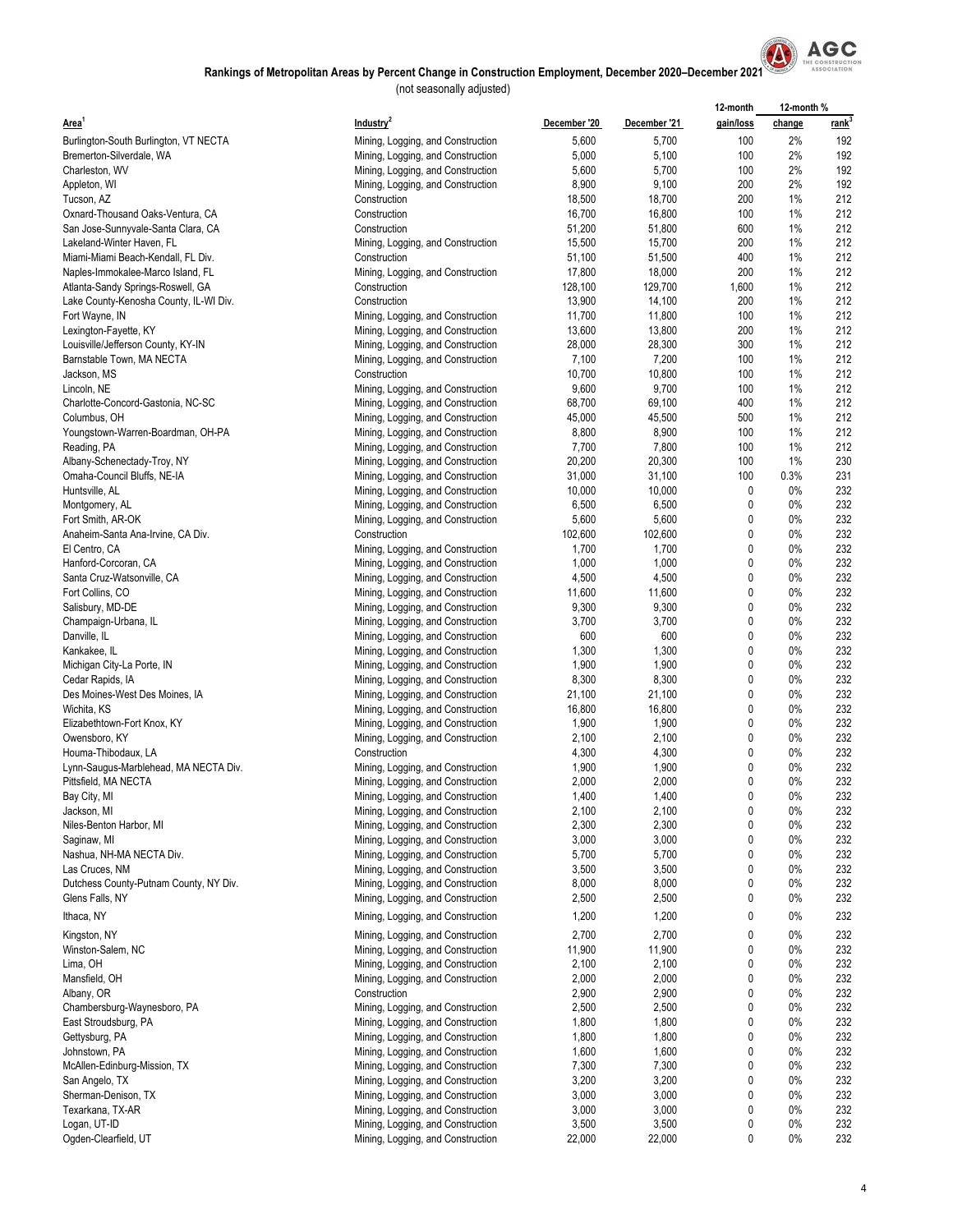## Rankings of Metropolitan Areas by Percent Change in Construction Employment, December 2020–December 2021

(not seasonally adjusted)

| Area[1] | Industry[2] | December '20 | December '21 | 12-month gain/loss | 12-month % change | rank[3] |
|---|---|---|---|---|---|---|
| Burlington-South Burlington, VT NECTA | Mining, Logging, and Construction | 5,600 | 5,700 | 100 | 2% | 192 |
| Bremerton-Silverdale, WA | Mining, Logging, and Construction | 5,000 | 5,100 | 100 | 2% | 192 |
| Charleston, WV | Mining, Logging, and Construction | 5,600 | 5,700 | 100 | 2% | 192 |
| Appleton, WI | Mining, Logging, and Construction | 8,900 | 9,100 | 200 | 2% | 192 |
| Tucson, AZ | Construction | 18,500 | 18,700 | 200 | 1% | 212 |
| Oxnard-Thousand Oaks-Ventura, CA | Construction | 16,700 | 16,800 | 100 | 1% | 212 |
| San Jose-Sunnyvale-Santa Clara, CA | Construction | 51,200 | 51,800 | 600 | 1% | 212 |
| Lakeland-Winter Haven, FL | Mining, Logging, and Construction | 15,500 | 15,700 | 200 | 1% | 212 |
| Miami-Miami Beach-Kendall, FL Div. | Construction | 51,100 | 51,500 | 400 | 1% | 212 |
| Naples-Immokalee-Marco Island, FL | Mining, Logging, and Construction | 17,800 | 18,000 | 200 | 1% | 212 |
| Atlanta-Sandy Springs-Roswell, GA | Construction | 128,100 | 129,700 | 1,600 | 1% | 212 |
| Lake County-Kenosha County, IL-WI Div. | Construction | 13,900 | 14,100 | 200 | 1% | 212 |
| Fort Wayne, IN | Mining, Logging, and Construction | 11,700 | 11,800 | 100 | 1% | 212 |
| Lexington-Fayette, KY | Mining, Logging, and Construction | 13,600 | 13,800 | 200 | 1% | 212 |
| Louisville/Jefferson County, KY-IN | Mining, Logging, and Construction | 28,000 | 28,300 | 300 | 1% | 212 |
| Barnstable Town, MA NECTA | Mining, Logging, and Construction | 7,100 | 7,200 | 100 | 1% | 212 |
| Jackson, MS | Construction | 10,700 | 10,800 | 100 | 1% | 212 |
| Lincoln, NE | Mining, Logging, and Construction | 9,600 | 9,700 | 100 | 1% | 212 |
| Charlotte-Concord-Gastonia, NC-SC | Mining, Logging, and Construction | 68,700 | 69,100 | 400 | 1% | 212 |
| Columbus, OH | Mining, Logging, and Construction | 45,000 | 45,500 | 500 | 1% | 212 |
| Youngstown-Warren-Boardman, OH-PA | Mining, Logging, and Construction | 8,800 | 8,900 | 100 | 1% | 212 |
| Reading, PA | Mining, Logging, and Construction | 7,700 | 7,800 | 100 | 1% | 212 |
| Albany-Schenectady-Troy, NY | Mining, Logging, and Construction | 20,200 | 20,300 | 100 | 1% | 230 |
| Omaha-Council Bluffs, NE-IA | Mining, Logging, and Construction | 31,000 | 31,100 | 100 | 0.3% | 231 |
| Huntsville, AL | Mining, Logging, and Construction | 10,000 | 10,000 | 0 | 0% | 232 |
| Montgomery, AL | Mining, Logging, and Construction | 6,500 | 6,500 | 0 | 0% | 232 |
| Fort Smith, AR-OK | Mining, Logging, and Construction | 5,600 | 5,600 | 0 | 0% | 232 |
| Anaheim-Santa Ana-Irvine, CA Div. | Construction | 102,600 | 102,600 | 0 | 0% | 232 |
| El Centro, CA | Mining, Logging, and Construction | 1,700 | 1,700 | 0 | 0% | 232 |
| Hanford-Corcoran, CA | Mining, Logging, and Construction | 1,000 | 1,000 | 0 | 0% | 232 |
| Santa Cruz-Watsonville, CA | Mining, Logging, and Construction | 4,500 | 4,500 | 0 | 0% | 232 |
| Fort Collins, CO | Mining, Logging, and Construction | 11,600 | 11,600 | 0 | 0% | 232 |
| Salisbury, MD-DE | Mining, Logging, and Construction | 9,300 | 9,300 | 0 | 0% | 232 |
| Champaign-Urbana, IL | Mining, Logging, and Construction | 3,700 | 3,700 | 0 | 0% | 232 |
| Danville, IL | Mining, Logging, and Construction | 600 | 600 | 0 | 0% | 232 |
| Kankakee, IL | Mining, Logging, and Construction | 1,300 | 1,300 | 0 | 0% | 232 |
| Michigan City-La Porte, IN | Mining, Logging, and Construction | 1,900 | 1,900 | 0 | 0% | 232 |
| Cedar Rapids, IA | Mining, Logging, and Construction | 8,300 | 8,300 | 0 | 0% | 232 |
| Des Moines-West Des Moines, IA | Mining, Logging, and Construction | 21,100 | 21,100 | 0 | 0% | 232 |
| Wichita, KS | Mining, Logging, and Construction | 16,800 | 16,800 | 0 | 0% | 232 |
| Elizabethtown-Fort Knox, KY | Mining, Logging, and Construction | 1,900 | 1,900 | 0 | 0% | 232 |
| Owensboro, KY | Mining, Logging, and Construction | 2,100 | 2,100 | 0 | 0% | 232 |
| Houma-Thibodaux, LA | Construction | 4,300 | 4,300 | 0 | 0% | 232 |
| Lynn-Saugus-Marblehead, MA NECTA Div. | Mining, Logging, and Construction | 1,900 | 1,900 | 0 | 0% | 232 |
| Pittsfield, MA NECTA | Mining, Logging, and Construction | 2,000 | 2,000 | 0 | 0% | 232 |
| Bay City, MI | Mining, Logging, and Construction | 1,400 | 1,400 | 0 | 0% | 232 |
| Jackson, MI | Mining, Logging, and Construction | 2,100 | 2,100 | 0 | 0% | 232 |
| Niles-Benton Harbor, MI | Mining, Logging, and Construction | 2,300 | 2,300 | 0 | 0% | 232 |
| Saginaw, MI | Mining, Logging, and Construction | 3,000 | 3,000 | 0 | 0% | 232 |
| Nashua, NH-MA NECTA Div. | Mining, Logging, and Construction | 5,700 | 5,700 | 0 | 0% | 232 |
| Las Cruces, NM | Mining, Logging, and Construction | 3,500 | 3,500 | 0 | 0% | 232 |
| Dutchess County-Putnam County, NY Div. | Mining, Logging, and Construction | 8,000 | 8,000 | 0 | 0% | 232 |
| Glens Falls, NY | Mining, Logging, and Construction | 2,500 | 2,500 | 0 | 0% | 232 |
| Ithaca, NY | Mining, Logging, and Construction | 1,200 | 1,200 | 0 | 0% | 232 |
| Kingston, NY | Mining, Logging, and Construction | 2,700 | 2,700 | 0 | 0% | 232 |
| Winston-Salem, NC | Mining, Logging, and Construction | 11,900 | 11,900 | 0 | 0% | 232 |
| Lima, OH | Mining, Logging, and Construction | 2,100 | 2,100 | 0 | 0% | 232 |
| Mansfield, OH | Mining, Logging, and Construction | 2,000 | 2,000 | 0 | 0% | 232 |
| Albany, OR | Construction | 2,900 | 2,900 | 0 | 0% | 232 |
| Chambersburg-Waynesboro, PA | Mining, Logging, and Construction | 2,500 | 2,500 | 0 | 0% | 232 |
| East Stroudsburg, PA | Mining, Logging, and Construction | 1,800 | 1,800 | 0 | 0% | 232 |
| Gettysburg, PA | Mining, Logging, and Construction | 1,800 | 1,800 | 0 | 0% | 232 |
| Johnstown, PA | Mining, Logging, and Construction | 1,600 | 1,600 | 0 | 0% | 232 |
| McAllen-Edinburg-Mission, TX | Mining, Logging, and Construction | 7,300 | 7,300 | 0 | 0% | 232 |
| San Angelo, TX | Mining, Logging, and Construction | 3,200 | 3,200 | 0 | 0% | 232 |
| Sherman-Denison, TX | Mining, Logging, and Construction | 3,000 | 3,000 | 0 | 0% | 232 |
| Texarkana, TX-AR | Mining, Logging, and Construction | 3,000 | 3,000 | 0 | 0% | 232 |
| Logan, UT-ID | Mining, Logging, and Construction | 3,500 | 3,500 | 0 | 0% | 232 |
| Ogden-Clearfield, UT | Mining, Logging, and Construction | 22,000 | 22,000 | 0 | 0% | 232 |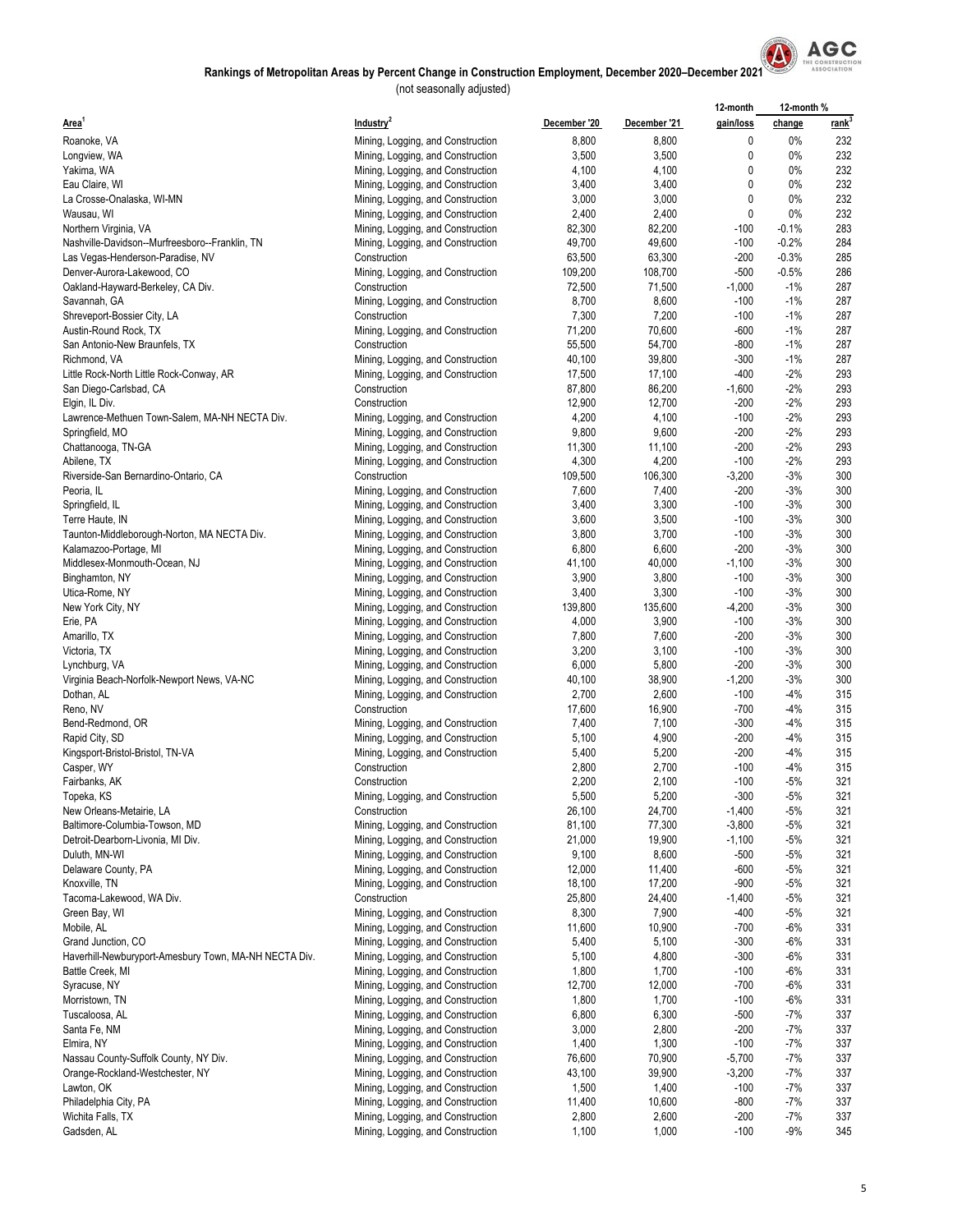## Rankings of Metropolitan Areas by Percent Change in Construction Employment, December 2020–December 2021

(not seasonally adjusted)

| Area[1] | Industry[2] | December '20 | December '21 | 12-month gain/loss | 12-month % change | 12-month % rank[3] |
|---|---|---|---|---|---|---|
| Roanoke, VA | Mining, Logging, and Construction | 8,800 | 8,800 | 0 | 0% | 232 |
| Longview, WA | Mining, Logging, and Construction | 3,500 | 3,500 | 0 | 0% | 232 |
| Yakima, WA | Mining, Logging, and Construction | 4,100 | 4,100 | 0 | 0% | 232 |
| Eau Claire, WI | Mining, Logging, and Construction | 3,400 | 3,400 | 0 | 0% | 232 |
| La Crosse-Onalaska, WI-MN | Mining, Logging, and Construction | 3,000 | 3,000 | 0 | 0% | 232 |
| Wausau, WI | Mining, Logging, and Construction | 2,400 | 2,400 | 0 | 0% | 232 |
| Northern Virginia, VA | Mining, Logging, and Construction | 82,300 | 82,200 | -100 | -0.1% | 283 |
| Nashville-Davidson--Murfreesboro--Franklin, TN | Mining, Logging, and Construction | 49,700 | 49,600 | -100 | -0.2% | 284 |
| Las Vegas-Henderson-Paradise, NV | Construction | 63,500 | 63,300 | -200 | -0.3% | 285 |
| Denver-Aurora-Lakewood, CO | Mining, Logging, and Construction | 109,200 | 108,700 | -500 | -0.5% | 286 |
| Oakland-Hayward-Berkeley, CA Div. | Construction | 72,500 | 71,500 | -1,000 | -1% | 287 |
| Savannah, GA | Mining, Logging, and Construction | 8,700 | 8,600 | -100 | -1% | 287 |
| Shreveport-Bossier City, LA | Construction | 7,300 | 7,200 | -100 | -1% | 287 |
| Austin-Round Rock, TX | Mining, Logging, and Construction | 71,200 | 70,600 | -600 | -1% | 287 |
| San Antonio-New Braunfels, TX | Construction | 55,500 | 54,700 | -800 | -1% | 287 |
| Richmond, VA | Mining, Logging, and Construction | 40,100 | 39,800 | -300 | -1% | 287 |
| Little Rock-North Little Rock-Conway, AR | Mining, Logging, and Construction | 17,500 | 17,100 | -400 | -2% | 293 |
| San Diego-Carlsbad, CA | Construction | 87,800 | 86,200 | -1,600 | -2% | 293 |
| Elgin, IL Div. | Construction | 12,900 | 12,700 | -200 | -2% | 293 |
| Lawrence-Methuen Town-Salem, MA-NH NECTA Div. | Mining, Logging, and Construction | 4,200 | 4,100 | -100 | -2% | 293 |
| Springfield, MO | Mining, Logging, and Construction | 9,800 | 9,600 | -200 | -2% | 293 |
| Chattanooga, TN-GA | Mining, Logging, and Construction | 11,300 | 11,100 | -200 | -2% | 293 |
| Abilene, TX | Mining, Logging, and Construction | 4,300 | 4,200 | -100 | -2% | 293 |
| Riverside-San Bernardino-Ontario, CA | Construction | 109,500 | 106,300 | -3,200 | -3% | 300 |
| Peoria, IL | Mining, Logging, and Construction | 7,600 | 7,400 | -200 | -3% | 300 |
| Springfield, IL | Mining, Logging, and Construction | 3,400 | 3,300 | -100 | -3% | 300 |
| Terre Haute, IN | Mining, Logging, and Construction | 3,600 | 3,500 | -100 | -3% | 300 |
| Taunton-Middleborough-Norton, MA NECTA Div. | Mining, Logging, and Construction | 3,800 | 3,700 | -100 | -3% | 300 |
| Kalamazoo-Portage, MI | Mining, Logging, and Construction | 6,800 | 6,600 | -200 | -3% | 300 |
| Middlesex-Monmouth-Ocean, NJ | Mining, Logging, and Construction | 41,100 | 40,000 | -1,100 | -3% | 300 |
| Binghamton, NY | Mining, Logging, and Construction | 3,900 | 3,800 | -100 | -3% | 300 |
| Utica-Rome, NY | Mining, Logging, and Construction | 3,400 | 3,300 | -100 | -3% | 300 |
| New York City, NY | Mining, Logging, and Construction | 139,800 | 135,600 | -4,200 | -3% | 300 |
| Erie, PA | Mining, Logging, and Construction | 4,000 | 3,900 | -100 | -3% | 300 |
| Amarillo, TX | Mining, Logging, and Construction | 7,800 | 7,600 | -200 | -3% | 300 |
| Victoria, TX | Mining, Logging, and Construction | 3,200 | 3,100 | -100 | -3% | 300 |
| Lynchburg, VA | Mining, Logging, and Construction | 6,000 | 5,800 | -200 | -3% | 300 |
| Virginia Beach-Norfolk-Newport News, VA-NC | Mining, Logging, and Construction | 40,100 | 38,900 | -1,200 | -3% | 300 |
| Dothan, AL | Mining, Logging, and Construction | 2,700 | 2,600 | -100 | -4% | 315 |
| Reno, NV | Construction | 17,600 | 16,900 | -700 | -4% | 315 |
| Bend-Redmond, OR | Mining, Logging, and Construction | 7,400 | 7,100 | -300 | -4% | 315 |
| Rapid City, SD | Mining, Logging, and Construction | 5,100 | 4,900 | -200 | -4% | 315 |
| Kingsport-Bristol-Bristol, TN-VA | Mining, Logging, and Construction | 5,400 | 5,200 | -200 | -4% | 315 |
| Casper, WY | Construction | 2,800 | 2,700 | -100 | -4% | 315 |
| Fairbanks, AK | Construction | 2,200 | 2,100 | -100 | -5% | 321 |
| Topeka, KS | Mining, Logging, and Construction | 5,500 | 5,200 | -300 | -5% | 321 |
| New Orleans-Metairie, LA | Construction | 26,100 | 24,700 | -1,400 | -5% | 321 |
| Baltimore-Columbia-Towson, MD | Mining, Logging, and Construction | 81,100 | 77,300 | -3,800 | -5% | 321 |
| Detroit-Dearborn-Livonia, MI Div. | Mining, Logging, and Construction | 21,000 | 19,900 | -1,100 | -5% | 321 |
| Duluth, MN-WI | Mining, Logging, and Construction | 9,100 | 8,600 | -500 | -5% | 321 |
| Delaware County, PA | Mining, Logging, and Construction | 12,000 | 11,400 | -600 | -5% | 321 |
| Knoxville, TN | Mining, Logging, and Construction | 18,100 | 17,200 | -900 | -5% | 321 |
| Tacoma-Lakewood, WA Div. | Construction | 25,800 | 24,400 | -1,400 | -5% | 321 |
| Green Bay, WI | Mining, Logging, and Construction | 8,300 | 7,900 | -400 | -5% | 321 |
| Mobile, AL | Mining, Logging, and Construction | 11,600 | 10,900 | -700 | -6% | 331 |
| Grand Junction, CO | Mining, Logging, and Construction | 5,400 | 5,100 | -300 | -6% | 331 |
| Haverhill-Newburyport-Amesbury Town, MA-NH NECTA Div. | Mining, Logging, and Construction | 5,100 | 4,800 | -300 | -6% | 331 |
| Battle Creek, MI | Mining, Logging, and Construction | 1,800 | 1,700 | -100 | -6% | 331 |
| Syracuse, NY | Mining, Logging, and Construction | 12,700 | 12,000 | -700 | -6% | 331 |
| Morristown, TN | Mining, Logging, and Construction | 1,800 | 1,700 | -100 | -6% | 331 |
| Tuscaloosa, AL | Mining, Logging, and Construction | 6,800 | 6,300 | -500 | -7% | 337 |
| Santa Fe, NM | Mining, Logging, and Construction | 3,000 | 2,800 | -200 | -7% | 337 |
| Elmira, NY | Mining, Logging, and Construction | 1,400 | 1,300 | -100 | -7% | 337 |
| Nassau County-Suffolk County, NY Div. | Mining, Logging, and Construction | 76,600 | 70,900 | -5,700 | -7% | 337 |
| Orange-Rockland-Westchester, NY | Mining, Logging, and Construction | 43,100 | 39,900 | -3,200 | -7% | 337 |
| Lawton, OK | Mining, Logging, and Construction | 1,500 | 1,400 | -100 | -7% | 337 |
| Philadelphia City, PA | Mining, Logging, and Construction | 11,400 | 10,600 | -800 | -7% | 337 |
| Wichita Falls, TX | Mining, Logging, and Construction | 2,800 | 2,600 | -200 | -7% | 337 |
| Gadsden, AL | Mining, Logging, and Construction | 1,100 | 1,000 | -100 | -9% | 345 |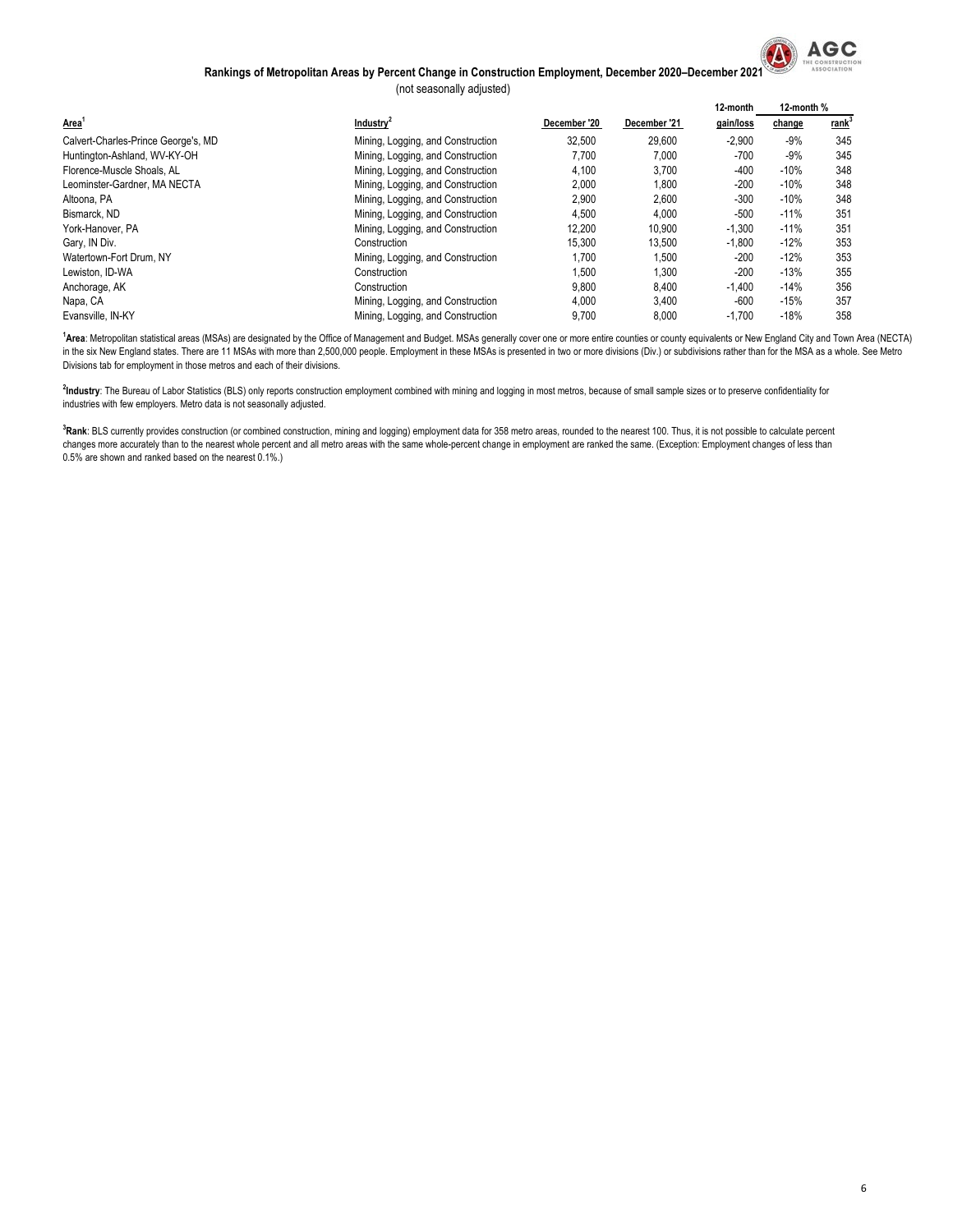**Rankings of Metropolitan Areas by Percent Change in Construction Employment, December 2020–December 2021**

(not seasonally adjusted)

| Area[1] | Industry[2] | December '20 | December '21 | 12-month gain/loss | 12-month % change | rank[3] |
|---|---|---|---|---|---|---|
| Calvert-Charles-Prince George's, MD | Mining, Logging, and Construction | 32,500 | 29,600 | -2,900 | -9% | 345 |
| Huntington-Ashland, WV-KY-OH | Mining, Logging, and Construction | 7,700 | 7,000 | -700 | -9% | 345 |
| Florence-Muscle Shoals, AL | Mining, Logging, and Construction | 4,100 | 3,700 | -400 | -10% | 348 |
| Leominster-Gardner, MA NECTA | Mining, Logging, and Construction | 2,000 | 1,800 | -200 | -10% | 348 |
| Altoona, PA | Mining, Logging, and Construction | 2,900 | 2,600 | -300 | -10% | 348 |
| Bismarck, ND | Mining, Logging, and Construction | 4,500 | 4,000 | -500 | -11% | 351 |
| York-Hanover, PA | Mining, Logging, and Construction | 12,200 | 10,900 | -1,300 | -11% | 351 |
| Gary, IN Div. | Construction | 15,300 | 13,500 | -1,800 | -12% | 353 |
| Watertown-Fort Drum, NY | Mining, Logging, and Construction | 1,700 | 1,500 | -200 | -12% | 353 |
| Lewiston, ID-WA | Construction | 1,500 | 1,300 | -200 | -13% | 355 |
| Anchorage, AK | Construction | 9,800 | 8,400 | -1,400 | -14% | 356 |
| Napa, CA | Mining, Logging, and Construction | 4,000 | 3,400 | -600 | -15% | 357 |
| Evansville, IN-KY | Mining, Logging, and Construction | 9,700 | 8,000 | -1,700 | -18% | 358 |

[1]**Area**: Metropolitan statistical areas (MSAs) are designated by the Office of Management and Budget. MSAs generally cover one or more entire counties or county equivalents or New England City and Town Area (NECTA) in the six New England states. There are 11 MSAs with more than 2,500,000 people. Employment in these MSAs is presented in two or more divisions (Div.) or subdivisions rather than for the MSA as a whole. See Metro Divisions tab for employment in those metros and each of their divisions.

[2]**Industry**: The Bureau of Labor Statistics (BLS) only reports construction employment combined with mining and logging in most metros, because of small sample sizes or to preserve confidentiality for industries with few employers. Metro data is not seasonally adjusted.

[3]**Rank**: BLS currently provides construction (or combined construction, mining and logging) employment data for 358 metro areas, rounded to the nearest 100. Thus, it is not possible to calculate percent changes more accurately than to the nearest whole percent and all metro areas with the same whole-percent change in employment are ranked the same. (Exception: Employment changes of less than 0.5% are shown and ranked based on the nearest 0.1%.)